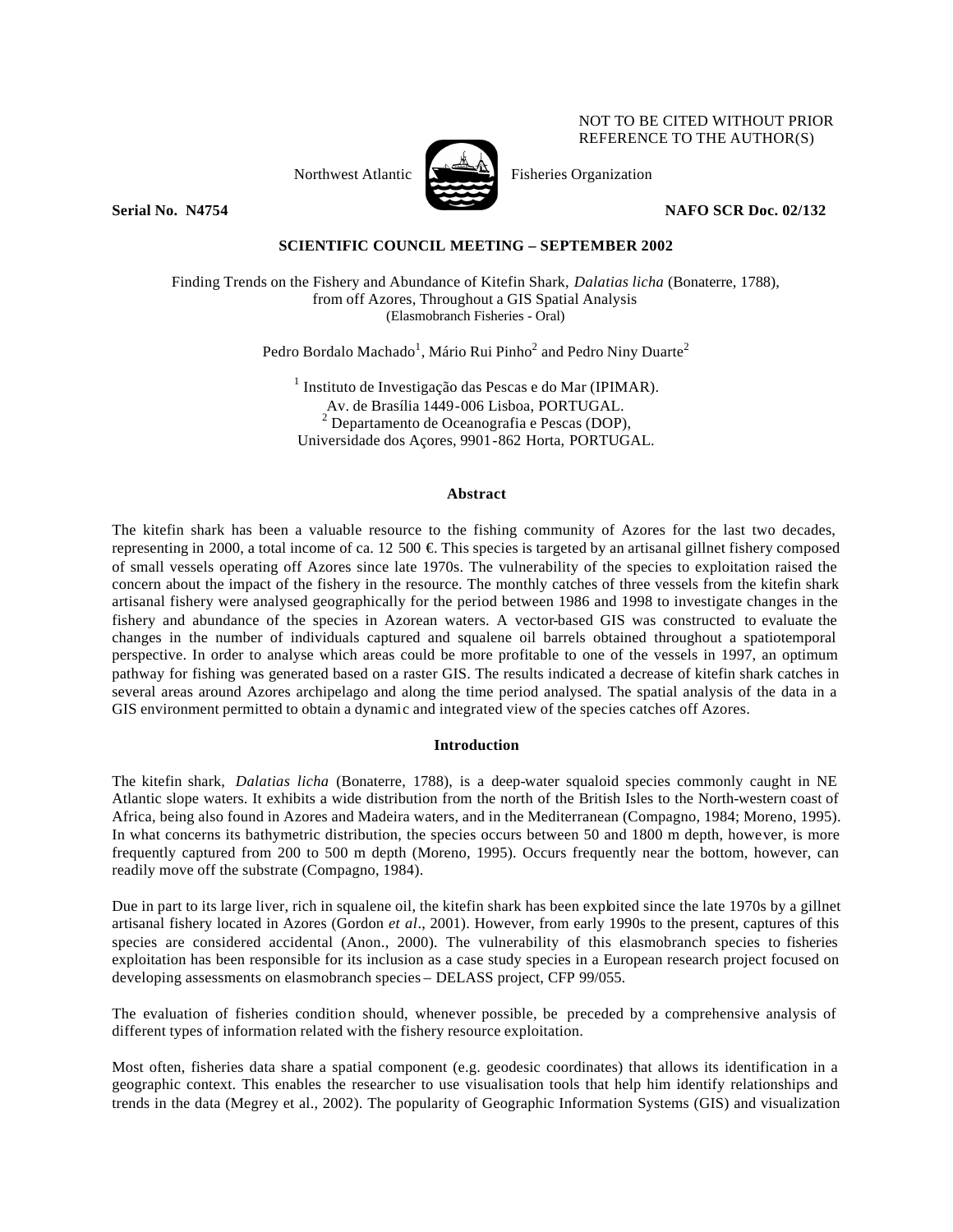NOT TO BE CITED WITHOUT PRIOR REFERENCE TO THE AUTHOR(S)

Northwest Atlantic Fisheries Organization

**Serial No. N4754** **NAFO SCR Doc. 02/132**

**SCIENTIFIC COUNCIL MEETING – SEPTEMBER 2002**

Finding Trends on the Fishery and Abundance of Kitefin Shark, *Dalatias licha* (Bonaterre, 1788), from off Azores, Throughout a GIS Spatial Analysis
(Elasmobranch Fisheries - Oral)

Pedro Bordalo Machado[1], Mário Rui Pinho[2] and Pedro Niny Duarte[2]

[1] Instituto de Investigação das Pescas e do Mar (IPIMAR).
Av. de Brasília 1449-006 Lisboa, PORTUGAL.
[2] Departamento de Oceanografia e Pescas (DOP),
Universidade dos Açores, 9901-862 Horta, PORTUGAL.

## Abstract

The kitefin shark has been a valuable resource to the fishing community of Azores for the last two decades, representing in 2000, a total income of ca. 12 500 €. This species is targeted by an artisanal gillnet fishery composed of small vessels operating off Azores since late 1970s. The vulnerability of the species to exploitation raised the concern about the impact of the fishery in the resource. The monthly catches of three vessels from the kitefin shark artisanal fishery were analysed geographically for the period between 1986 and 1998 to investigate changes in the fishery and abundance of the species in Azorean waters. A vector-based GIS was constructed to evaluate the changes in the number of individuals captured and squalene oil barrels obtained throughout a spatiotemporal perspective. In order to analyse which areas could be more profitable to one of the vessels in 1997, an optimum pathway for fishing was generated based on a raster GIS. The results indicated a decrease of kitefin shark catches in several areas around Azores archipelago and along the time period analysed. The spatial analysis of the data in a GIS environment permitted to obtain a dynamic and integrated view of the species catches off Azores.

## Introduction

The kitefin shark, *Dalatias licha* (Bonaterre, 1788), is a deep-water squaloid species commonly caught in NE Atlantic slope waters. It exhibits a wide distribution from the north of the British Isles to the North-western coast of Africa, being also found in Azores and Madeira waters, and in the Mediterranean (Compagno, 1984; Moreno, 1995). In what concerns its bathymetric distribution, the species occurs between 50 and 1800 m depth, however, is more frequently captured from 200 to 500 m depth (Moreno, 1995). Occurs frequently near the bottom, however, can readily move off the substrate (Compagno, 1984).

Due in part to its large liver, rich in squalene oil, the kitefin shark has been exploited since the late 1970s by a gillnet artisanal fishery located in Azores (Gordon *et al*., 2001). However, from early 1990s to the present, captures of this species are considered accidental (Anon., 2000). The vulnerability of this elasmobranch species to fisheries exploitation has been responsible for its inclusion as a case study species in a European research project focused on developing assessments on elasmobranch species – DELASS project, CFP 99/055.

The evaluation of fisheries condition should, whenever possible, be preceded by a comprehensive analysis of different types of information related with the fishery resource exploitation.

Most often, fisheries data share a spatial component (e.g. geodesic coordinates) that allows its identification in a geographic context. This enables the researcher to use visualisation tools that help him identify relationships and trends in the data (Megrey et al., 2002). The popularity of Geographic Information Systems (GIS) and visualization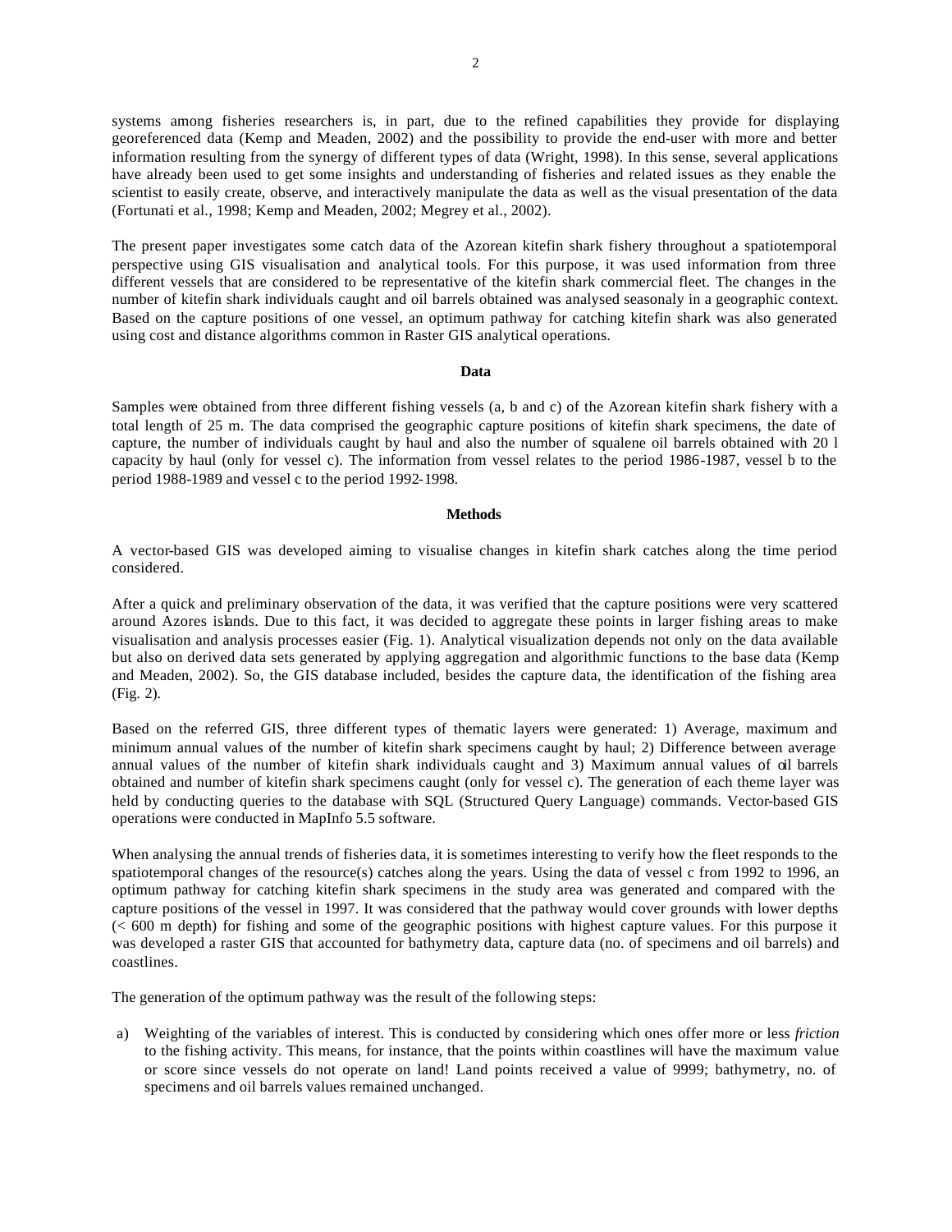systems among fisheries researchers is, in part, due to the refined capabilities they provide for displaying georeferenced data (Kemp and Meaden, 2002) and the possibility to provide the end-user with more and better information resulting from the synergy of different types of data (Wright, 1998). In this sense, several applications have already been used to get some insights and understanding of fisheries and related issues as they enable the scientist to easily create, observe, and interactively manipulate the data as well as the visual presentation of the data (Fortunati et al., 1998; Kemp and Meaden, 2002; Megrey et al., 2002).

The present paper investigates some catch data of the Azorean kitefin shark fishery throughout a spatiotemporal perspective using GIS visualisation and analytical tools. For this purpose, it was used information from three different vessels that are considered to be representative of the kitefin shark commercial fleet. The changes in the number of kitefin shark individuals caught and oil barrels obtained was analysed seasonaly in a geographic context. Based on the capture positions of one vessel, an optimum pathway for catching kitefin shark was also generated using cost and distance algorithms common in Raster GIS analytical operations.

## Data

Samples were obtained from three different fishing vessels (a, b and c) of the Azorean kitefin shark fishery with a total length of 25 m. The data comprised the geographic capture positions of kitefin shark specimens, the date of capture, the number of individuals caught by haul and also the number of squalene oil barrels obtained with 20 l capacity by haul (only for vessel c). The information from vessel relates to the period 1986-1987, vessel b to the period 1988-1989 and vessel c to the period 1992-1998.

## Methods

A vector-based GIS was developed aiming to visualise changes in kitefin shark catches along the time period considered.

After a quick and preliminary observation of the data, it was verified that the capture positions were very scattered around Azores islands. Due to this fact, it was decided to aggregate these points in larger fishing areas to make visualisation and analysis processes easier (Fig. 1). Analytical visualization depends not only on the data available but also on derived data sets generated by applying aggregation and algorithmic functions to the base data (Kemp and Meaden, 2002). So, the GIS database included, besides the capture data, the identification of the fishing area (Fig. 2).

Based on the referred GIS, three different types of thematic layers were generated: 1) Average, maximum and minimum annual values of the number of kitefin shark specimens caught by haul; 2) Difference between average annual values of the number of kitefin shark individuals caught and 3) Maximum annual values of oil barrels obtained and number of kitefin shark specimens caught (only for vessel c). The generation of each theme layer was held by conducting queries to the database with SQL (Structured Query Language) commands. Vector-based GIS operations were conducted in MapInfo 5.5 software.

When analysing the annual trends of fisheries data, it is sometimes interesting to verify how the fleet responds to the spatiotemporal changes of the resource(s) catches along the years. Using the data of vessel c from 1992 to 1996, an optimum pathway for catching kitefin shark specimens in the study area was generated and compared with the capture positions of the vessel in 1997. It was considered that the pathway would cover grounds with lower depths (< 600 m depth) for fishing and some of the geographic positions with highest capture values. For this purpose it was developed a raster GIS that accounted for bathymetry data, capture data (no. of specimens and oil barrels) and coastlines.

The generation of the optimum pathway was the result of the following steps:

a) Weighting of the variables of interest. This is conducted by considering which ones offer more or less *friction* to the fishing activity. This means, for instance, that the points within coastlines will have the maximum value or score since vessels do not operate on land! Land points received a value of 9999; bathymetry, no. of specimens and oil barrels values remained unchanged.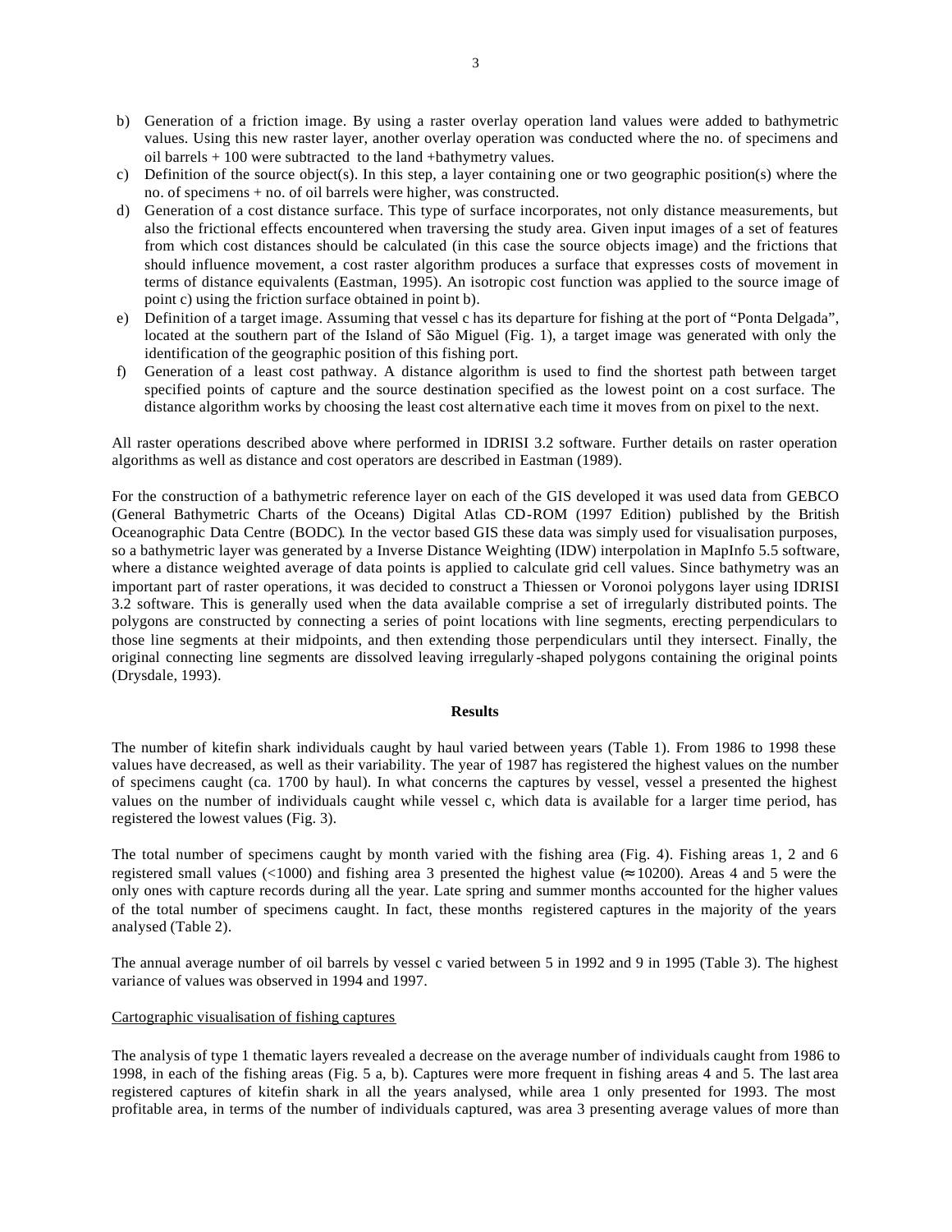b) Generation of a friction image. By using a raster overlay operation land values were added to bathymetric values. Using this new raster layer, another overlay operation was conducted where the no. of specimens and oil barrels + 100 were subtracted to the land +bathymetry values.
c) Definition of the source object(s). In this step, a layer containing one or two geographic position(s) where the no. of specimens + no. of oil barrels were higher, was constructed.
d) Generation of a cost distance surface. This type of surface incorporates, not only distance measurements, but also the frictional effects encountered when traversing the study area. Given input images of a set of features from which cost distances should be calculated (in this case the source objects image) and the frictions that should influence movement, a cost raster algorithm produces a surface that expresses costs of movement in terms of distance equivalents (Eastman, 1995). An isotropic cost function was applied to the source image of point c) using the friction surface obtained in point b).
e) Definition of a target image. Assuming that vessel c has its departure for fishing at the port of "Ponta Delgada", located at the southern part of the Island of São Miguel (Fig. 1), a target image was generated with only the identification of the geographic position of this fishing port.
f) Generation of a least cost pathway. A distance algorithm is used to find the shortest path between target specified points of capture and the source destination specified as the lowest point on a cost surface. The distance algorithm works by choosing the least cost alternative each time it moves from on pixel to the next.

All raster operations described above where performed in IDRISI 3.2 software. Further details on raster operation algorithms as well as distance and cost operators are described in Eastman (1989).

For the construction of a bathymetric reference layer on each of the GIS developed it was used data from GEBCO (General Bathymetric Charts of the Oceans) Digital Atlas CD-ROM (1997 Edition) published by the British Oceanographic Data Centre (BODC). In the vector based GIS these data was simply used for visualisation purposes, so a bathymetric layer was generated by a Inverse Distance Weighting (IDW) interpolation in MapInfo 5.5 software, where a distance weighted average of data points is applied to calculate grid cell values. Since bathymetry was an important part of raster operations, it was decided to construct a Thiessen or Voronoi polygons layer using IDRISI 3.2 software. This is generally used when the data available comprise a set of irregularly distributed points. The polygons are constructed by connecting a series of point locations with line segments, erecting perpendiculars to those line segments at their midpoints, and then extending those perpendiculars until they intersect. Finally, the original connecting line segments are dissolved leaving irregularly-shaped polygons containing the original points (Drysdale, 1993).

## Results

The number of kitefin shark individuals caught by haul varied between years (Table 1). From 1986 to 1998 these values have decreased, as well as their variability. The year of 1987 has registered the highest values on the number of specimens caught (ca. 1700 by haul). In what concerns the captures by vessel, vessel a presented the highest values on the number of individuals caught while vessel c, which data is available for a larger time period, has registered the lowest values (Fig. 3).

The total number of specimens caught by month varied with the fishing area (Fig. 4). Fishing areas 1, 2 and 6 registered small values (<1000) and fishing area 3 presented the highest value (≈ 10200). Areas 4 and 5 were the only ones with capture records during all the year. Late spring and summer months accounted for the higher values of the total number of specimens caught. In fact, these months registered captures in the majority of the years analysed (Table 2).

The annual average number of oil barrels by vessel c varied between 5 in 1992 and 9 in 1995 (Table 3). The highest variance of values was observed in 1994 and 1997.

Cartographic visualisation of fishing captures

The analysis of type 1 thematic layers revealed a decrease on the average number of individuals caught from 1986 to 1998, in each of the fishing areas (Fig. 5 a, b). Captures were more frequent in fishing areas 4 and 5. The last area registered captures of kitefin shark in all the years analysed, while area 1 only presented for 1993. The most profitable area, in terms of the number of individuals captured, was area 3 presenting average values of more than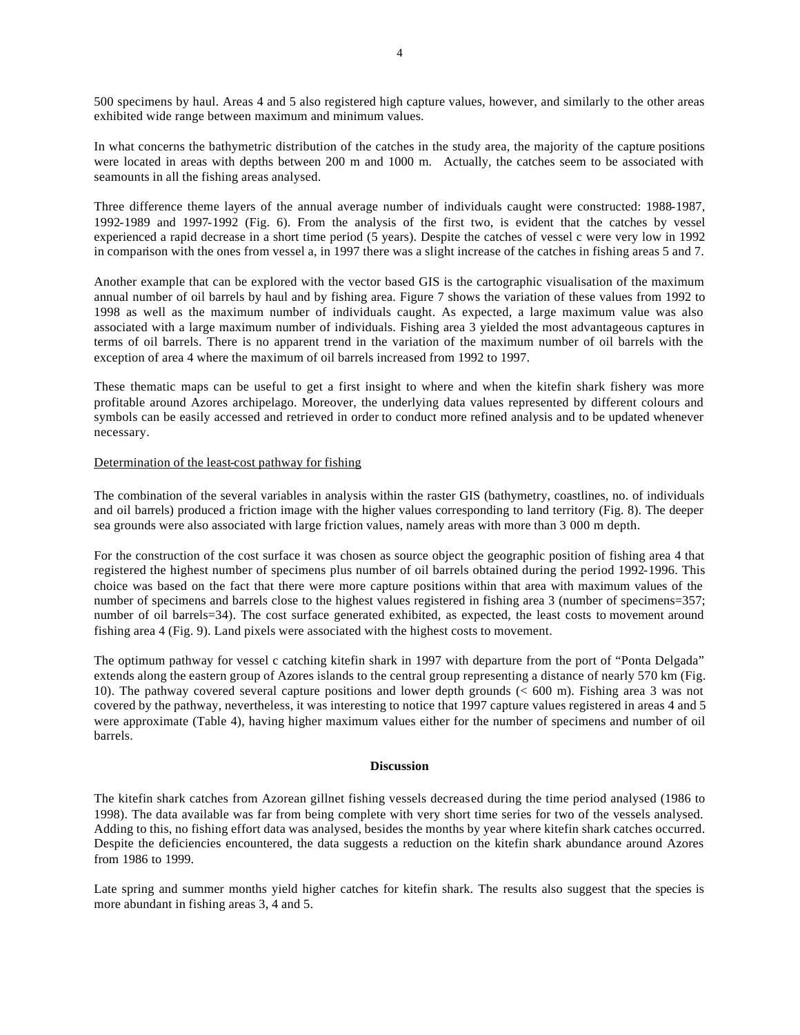500 specimens by haul. Areas 4 and 5 also registered high capture values, however, and similarly to the other areas exhibited wide range between maximum and minimum values.

In what concerns the bathymetric distribution of the catches in the study area, the majority of the capture positions were located in areas with depths between 200 m and 1000 m. Actually, the catches seem to be associated with seamounts in all the fishing areas analysed.

Three difference theme layers of the annual average number of individuals caught were constructed: 1988-1987, 1992-1989 and 1997-1992 (Fig. 6). From the analysis of the first two, is evident that the catches by vessel experienced a rapid decrease in a short time period (5 years). Despite the catches of vessel c were very low in 1992 in comparison with the ones from vessel a, in 1997 there was a slight increase of the catches in fishing areas 5 and 7.

Another example that can be explored with the vector based GIS is the cartographic visualisation of the maximum annual number of oil barrels by haul and by fishing area. Figure 7 shows the variation of these values from 1992 to 1998 as well as the maximum number of individuals caught. As expected, a large maximum value was also associated with a large maximum number of individuals. Fishing area 3 yielded the most advantageous captures in terms of oil barrels. There is no apparent trend in the variation of the maximum number of oil barrels with the exception of area 4 where the maximum of oil barrels increased from 1992 to 1997.

These thematic maps can be useful to get a first insight to where and when the kitefin shark fishery was more profitable around Azores archipelago. Moreover, the underlying data values represented by different colours and symbols can be easily accessed and retrieved in order to conduct more refined analysis and to be updated whenever necessary.

Determination of the least-cost pathway for fishing

The combination of the several variables in analysis within the raster GIS (bathymetry, coastlines, no. of individuals and oil barrels) produced a friction image with the higher values corresponding to land territory (Fig. 8). The deeper sea grounds were also associated with large friction values, namely areas with more than 3 000 m depth.

For the construction of the cost surface it was chosen as source object the geographic position of fishing area 4 that registered the highest number of specimens plus number of oil barrels obtained during the period 1992-1996. This choice was based on the fact that there were more capture positions within that area with maximum values of the number of specimens and barrels close to the highest values registered in fishing area 3 (number of specimens=357; number of oil barrels=34). The cost surface generated exhibited, as expected, the least costs to movement around fishing area 4 (Fig. 9). Land pixels were associated with the highest costs to movement.

The optimum pathway for vessel c catching kitefin shark in 1997 with departure from the port of "Ponta Delgada" extends along the eastern group of Azores islands to the central group representing a distance of nearly 570 km (Fig. 10). The pathway covered several capture positions and lower depth grounds (< 600 m). Fishing area 3 was not covered by the pathway, nevertheless, it was interesting to notice that 1997 capture values registered in areas 4 and 5 were approximate (Table 4), having higher maximum values either for the number of specimens and number of oil barrels.

## Discussion

The kitefin shark catches from Azorean gillnet fishing vessels decreased during the time period analysed (1986 to 1998). The data available was far from being complete with very short time series for two of the vessels analysed. Adding to this, no fishing effort data was analysed, besides the months by year where kitefin shark catches occurred. Despite the deficiencies encountered, the data suggests a reduction on the kitefin shark abundance around Azores from 1986 to 1999.

Late spring and summer months yield higher catches for kitefin shark. The results also suggest that the species is more abundant in fishing areas 3, 4 and 5.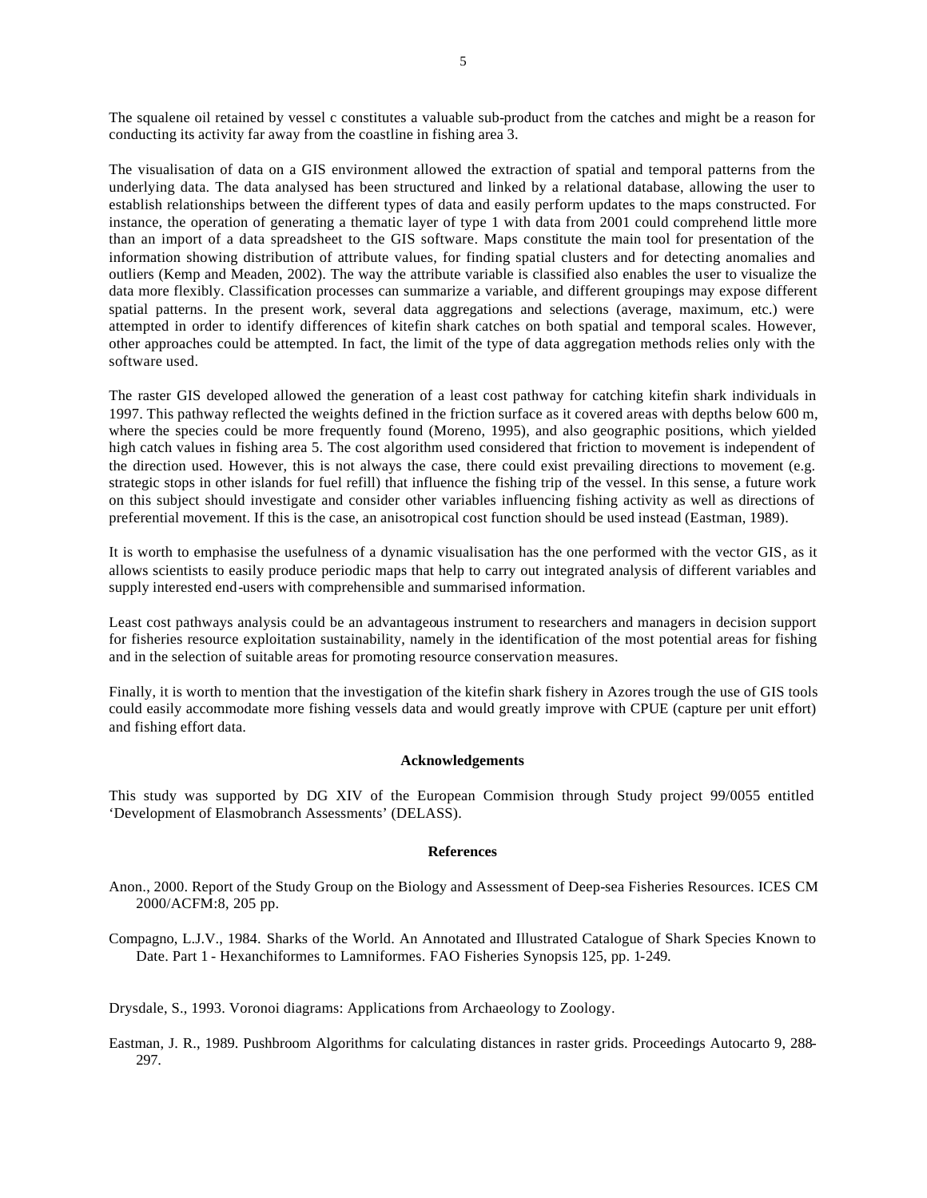The squalene oil retained by vessel c constitutes a valuable sub-product from the catches and might be a reason for conducting its activity far away from the coastline in fishing area 3.

The visualisation of data on a GIS environment allowed the extraction of spatial and temporal patterns from the underlying data. The data analysed has been structured and linked by a relational database, allowing the user to establish relationships between the different types of data and easily perform updates to the maps constructed. For instance, the operation of generating a thematic layer of type 1 with data from 2001 could comprehend little more than an import of a data spreadsheet to the GIS software. Maps constitute the main tool for presentation of the information showing distribution of attribute values, for finding spatial clusters and for detecting anomalies and outliers (Kemp and Meaden, 2002). The way the attribute variable is classified also enables the user to visualize the data more flexibly. Classification processes can summarize a variable, and different groupings may expose different spatial patterns. In the present work, several data aggregations and selections (average, maximum, etc.) were attempted in order to identify differences of kitefin shark catches on both spatial and temporal scales. However, other approaches could be attempted. In fact, the limit of the type of data aggregation methods relies only with the software used.

The raster GIS developed allowed the generation of a least cost pathway for catching kitefin shark individuals in 1997. This pathway reflected the weights defined in the friction surface as it covered areas with depths below 600 m, where the species could be more frequently found (Moreno, 1995), and also geographic positions, which yielded high catch values in fishing area 5. The cost algorithm used considered that friction to movement is independent of the direction used. However, this is not always the case, there could exist prevailing directions to movement (e.g. strategic stops in other islands for fuel refill) that influence the fishing trip of the vessel. In this sense, a future work on this subject should investigate and consider other variables influencing fishing activity as well as directions of preferential movement. If this is the case, an anisotropical cost function should be used instead (Eastman, 1989).

It is worth to emphasise the usefulness of a dynamic visualisation has the one performed with the vector GIS, as it allows scientists to easily produce periodic maps that help to carry out integrated analysis of different variables and supply interested end-users with comprehensible and summarised information.

Least cost pathways analysis could be an advantageous instrument to researchers and managers in decision support for fisheries resource exploitation sustainability, namely in the identification of the most potential areas for fishing and in the selection of suitable areas for promoting resource conservation measures.

Finally, it is worth to mention that the investigation of the kitefin shark fishery in Azores trough the use of GIS tools could easily accommodate more fishing vessels data and would greatly improve with CPUE (capture per unit effort) and fishing effort data.

## Acknowledgements

This study was supported by DG XIV of the European Commision through Study project 99/0055 entitled 'Development of Elasmobranch Assessments' (DELASS).

## References

Anon., 2000. Report of the Study Group on the Biology and Assessment of Deep-sea Fisheries Resources. ICES CM 2000/ACFM:8, 205 pp.

Compagno, L.J.V., 1984. Sharks of the World. An Annotated and Illustrated Catalogue of Shark Species Known to Date. Part 1 - Hexanchiformes to Lamniformes. FAO Fisheries Synopsis 125, pp. 1-249.

Drysdale, S., 1993. Voronoi diagrams: Applications from Archaeology to Zoology.

Eastman, J. R., 1989. Pushbroom Algorithms for calculating distances in raster grids. Proceedings Autocarto 9, 288-297.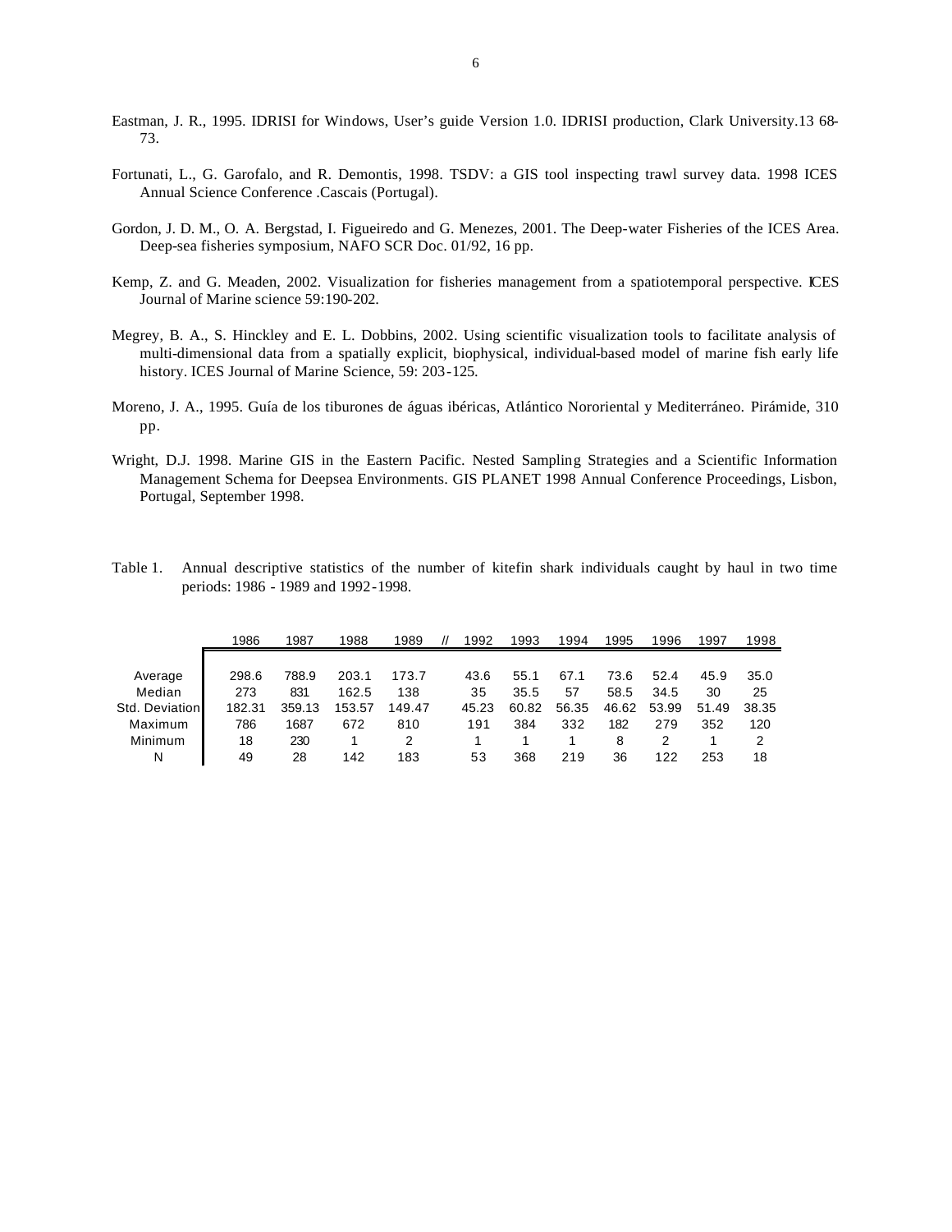Eastman, J. R., 1995. IDRISI for Windows, User's guide Version 1.0. IDRISI production, Clark University.13 68-73.

Fortunati, L., G. Garofalo, and R. Demontis, 1998. TSDV: a GIS tool inspecting trawl survey data. 1998 ICES Annual Science Conference .Cascais (Portugal).

Gordon, J. D. M., O. A. Bergstad, I. Figueiredo and G. Menezes, 2001. The Deep-water Fisheries of the ICES Area. Deep-sea fisheries symposium, NAFO SCR Doc. 01/92, 16 pp.

Kemp, Z. and G. Meaden, 2002. Visualization for fisheries management from a spatiotemporal perspective. ICES Journal of Marine science 59:190-202.

Megrey, B. A., S. Hinckley and E. L. Dobbins, 2002. Using scientific visualization tools to facilitate analysis of multi-dimensional data from a spatially explicit, biophysical, individual-based model of marine fish early life history. ICES Journal of Marine Science, 59: 203-125.

Moreno, J. A., 1995. Guía de los tiburones de águas ibéricas, Atlántico Nororiental y Mediterráneo. Pirámide, 310 pp.

Wright, D.J. 1998. Marine GIS in the Eastern Pacific. Nested Sampling Strategies and a Scientific Information Management Schema for Deepsea Environments. GIS PLANET 1998 Annual Conference Proceedings, Lisbon, Portugal, September 1998.

Table 1. Annual descriptive statistics of the number of kitefin shark individuals caught by haul in two time periods: 1986 - 1989 and 1992-1998.

| | 1986 | 1987 | 1988 | 1989 | // | 1992 | 1993 | 1994 | 1995 | 1996 | 1997 | 1998 |
|---|---|---|---|---|---|---|---|---|---|---|---|---|
| Average | 298.6 | 788.9 | 203.1 | 173.7 | | 43.6 | 55.1 | 67.1 | 73.6 | 52.4 | 45.9 | 35.0 |
| Median | 273 | 831 | 162.5 | 138 | | 35 | 35.5 | 57 | 58.5 | 34.5 | 30 | 25 |
| Std. Deviation | 182.31 | 359.13 | 153.57 | 149.47 | | 45.23 | 60.82 | 56.35 | 46.62 | 53.99 | 51.49 | 38.35 |
| Maximum | 786 | 1687 | 672 | 810 | | 191 | 384 | 332 | 182 | 279 | 352 | 120 |
| Minimum | 18 | 230 | 1 | 2 | | 1 | 1 | 1 | 8 | 2 | 1 | 2 |
| N | 49 | 28 | 142 | 183 | | 53 | 368 | 219 | 36 | 122 | 253 | 18 |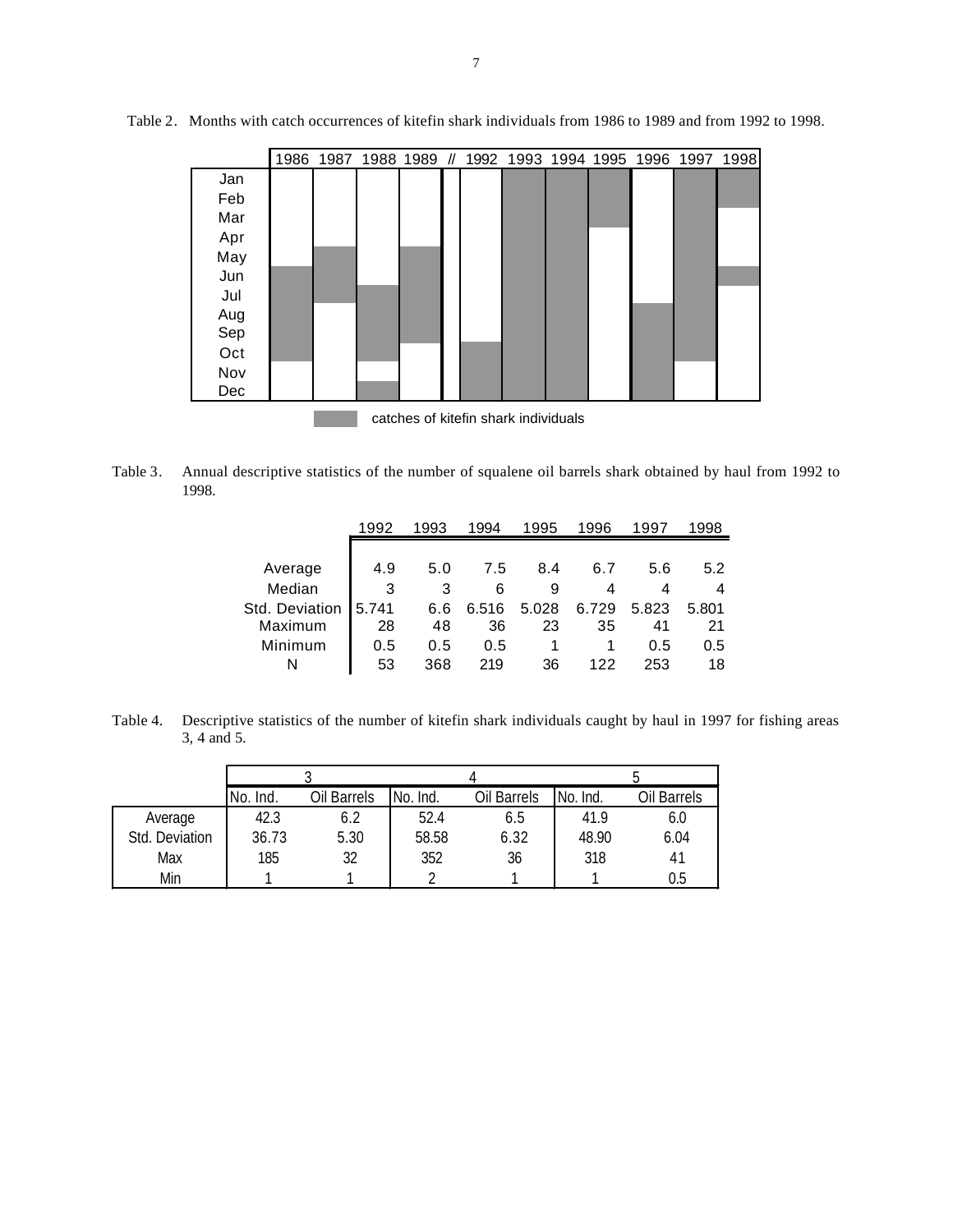Table 2. Months with catch occurrences of kitefin shark individuals from 1986 to 1989 and from 1992 to 1998.

| | 1986 | 1987 | 1988 | 1989 | // | 1992 | 1993 | 1994 | 1995 | 1996 | 1997 | 1998 |
|---|---|---|---|---|---|---|---|---|---|---|---|---|
| Jan | | | | | | | ■ | ■ | ■ | | ■ | ■ |
| Feb | | | | | | | ■ | ■ | ■ | | ■ | ■ |
| Mar | | | | | | | ■ | ■ | ■ | | ■ | |
| Apr | | | | | | | ■ | ■ | | | ■ | |
| May | | ■ | | ■ | | | ■ | ■ | | | ■ | |
| Jun | ■ | ■ | | ■ | | | ■ | ■ | | | ■ | ■ |
| Jul | ■ | ■ | ■ | ■ | | | ■ | ■ | | | ■ | |
| Aug | ■ | | ■ | ■ | | | ■ | ■ | | ■ | ■ | |
| Sep | ■ | | ■ | ■ | | | ■ | ■ | | ■ | ■ | |
| Oct | ■ | | ■ | | | ■ | ■ | ■ | | ■ | ■ | |
| Nov | | | | | | ■ | ■ | ■ | | ■ | | |
| Dec | | | ■ | | | ■ | ■ | ■ | | ■ | | |

■ catches of kitefin shark individuals

Table 3. Annual descriptive statistics of the number of squalene oil barrels shark obtained by haul from 1992 to 1998.

| | 1992 | 1993 | 1994 | 1995 | 1996 | 1997 | 1998 |
|---|---|---|---|---|---|---|---|
| Average | 4.9 | 5.0 | 7.5 | 8.4 | 6.7 | 5.6 | 5.2 |
| Median | 3 | 3 | 6 | 9 | 4 | 4 | 4 |
| Std. Deviation | 5.741 | 6.6 | 6.516 | 5.028 | 6.729 | 5.823 | 5.801 |
| Maximum | 28 | 48 | 36 | 23 | 35 | 41 | 21 |
| Minimum | 0.5 | 0.5 | 0.5 | 1 | 1 | 0.5 | 0.5 |
| N | 53 | 368 | 219 | 36 | 122 | 253 | 18 |

Table 4. Descriptive statistics of the number of kitefin shark individuals caught by haul in 1997 for fishing areas 3, 4 and 5.

| | 3 | | 4 | | 5 | |
|---|---|---|---|---|---|---|
| | No. Ind. | Oil Barrels | No. Ind. | Oil Barrels | No. Ind. | Oil Barrels |
| Average | 42.3 | 6.2 | 52.4 | 6.5 | 41.9 | 6.0 |
| Std. Deviation | 36.73 | 5.30 | 58.58 | 6.32 | 48.90 | 6.04 |
| Max | 185 | 32 | 352 | 36 | 318 | 41 |
| Min | 1 | 1 | 2 | 1 | 1 | 0.5 |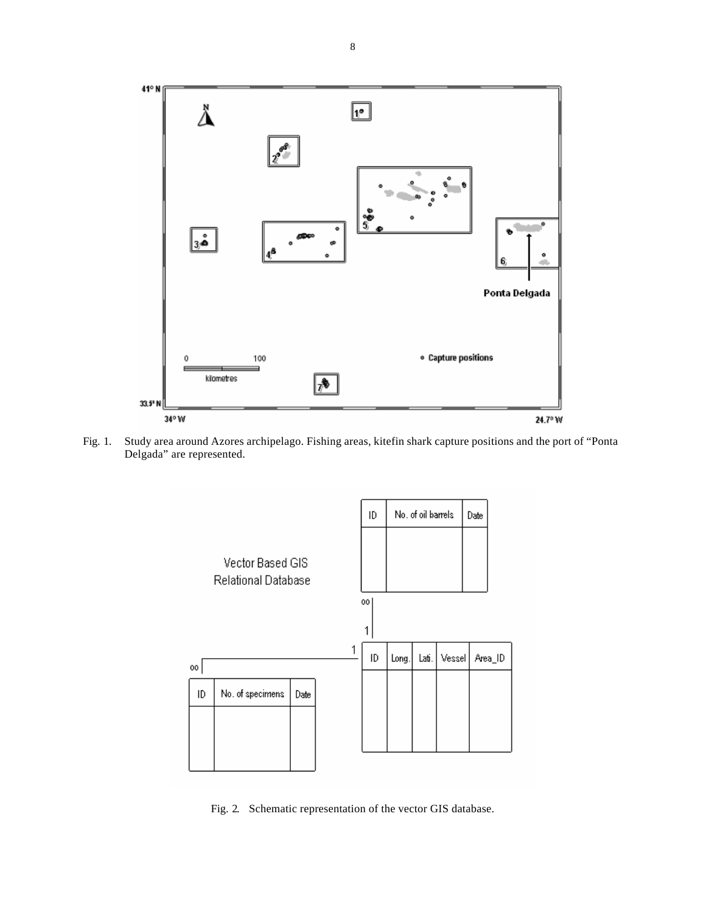Fig. 1. Study area around Azores archipelago. Fishing areas, kitefin shark capture positions and the port of "Ponta Delgada" are represented.

Fig. 2. Schematic representation of the vector GIS database.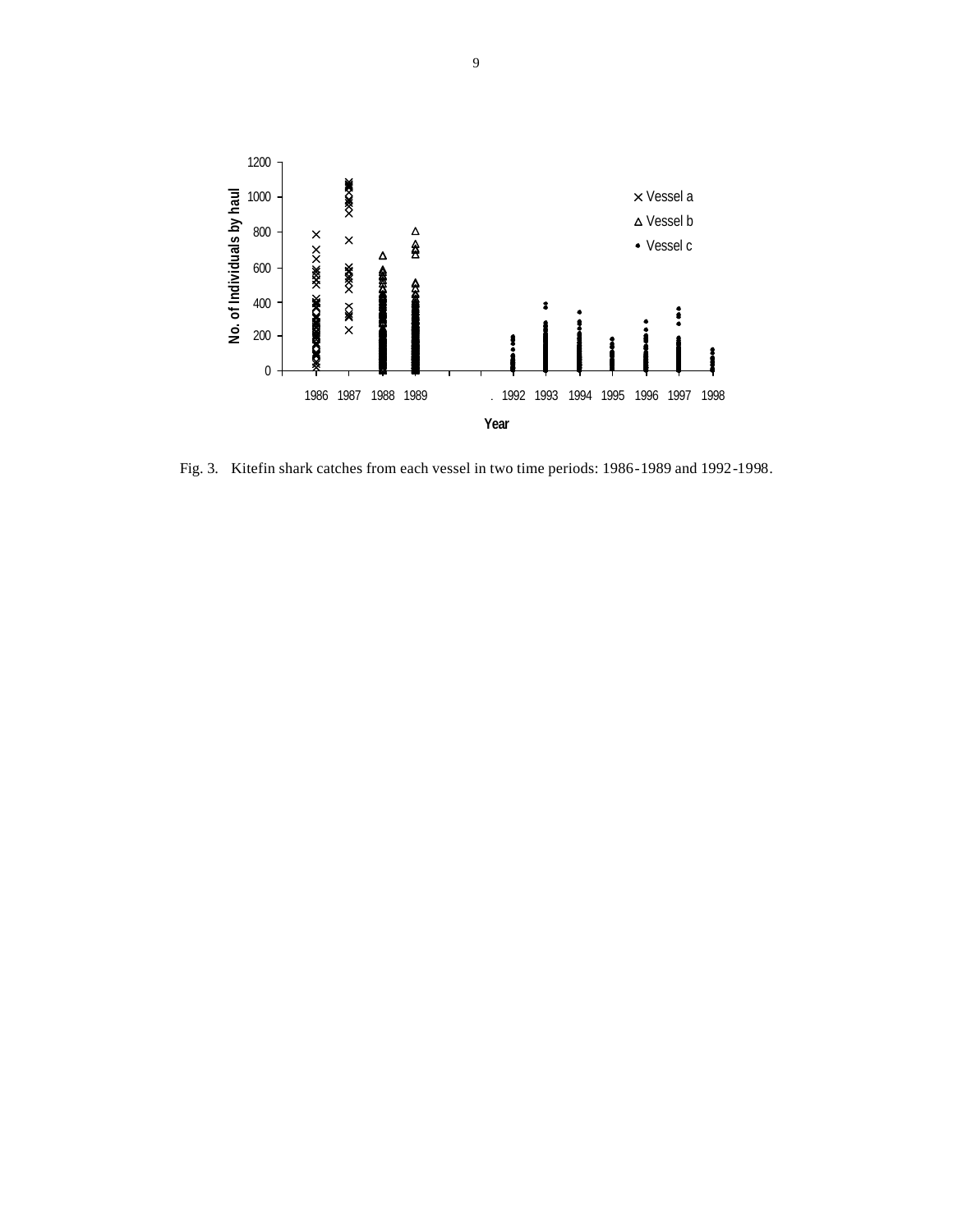Fig. 3. Kitefin shark catches from each vessel in two time periods: 1986-1989 and 1992-1998.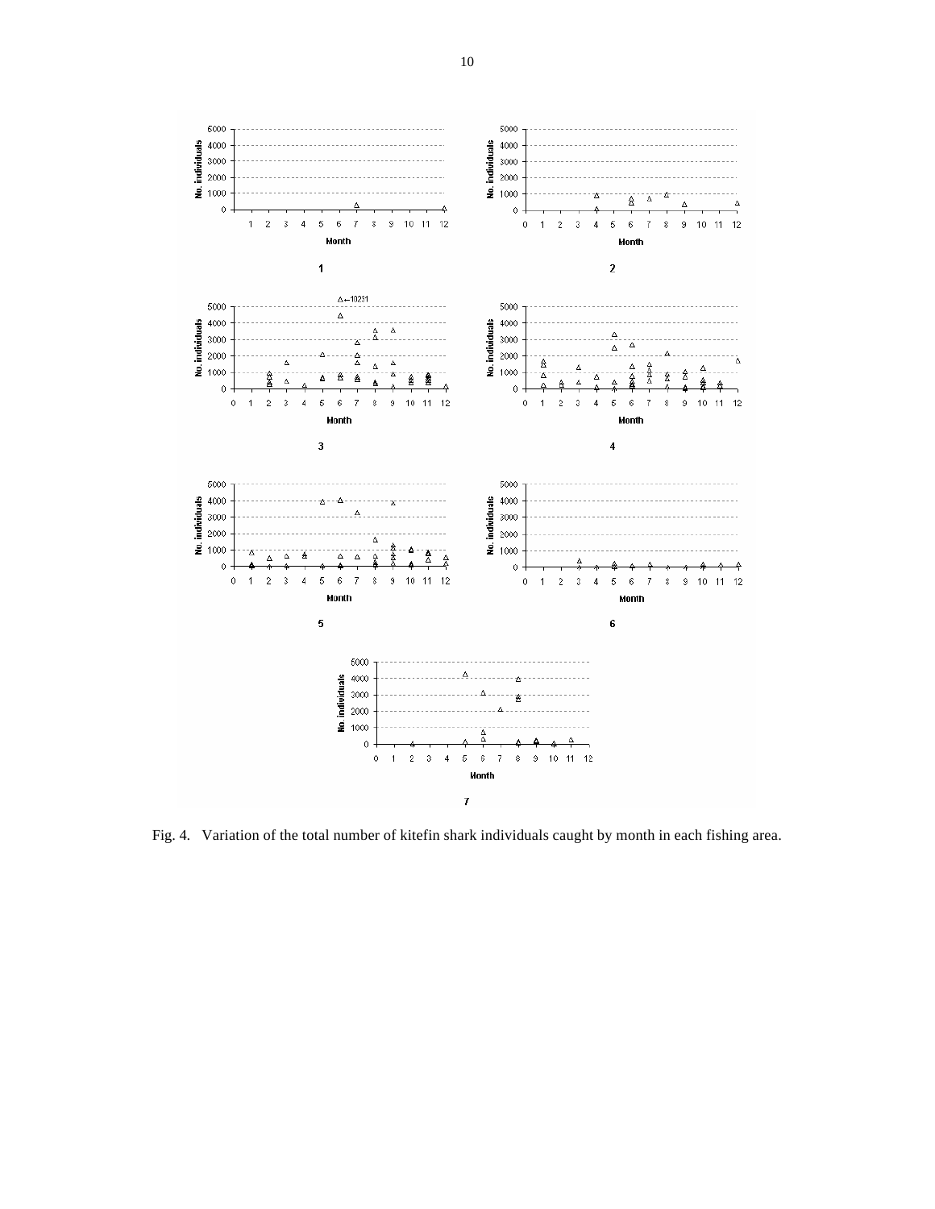Fig. 4. Variation of the total number of kitefin shark individuals caught by month in each fishing area.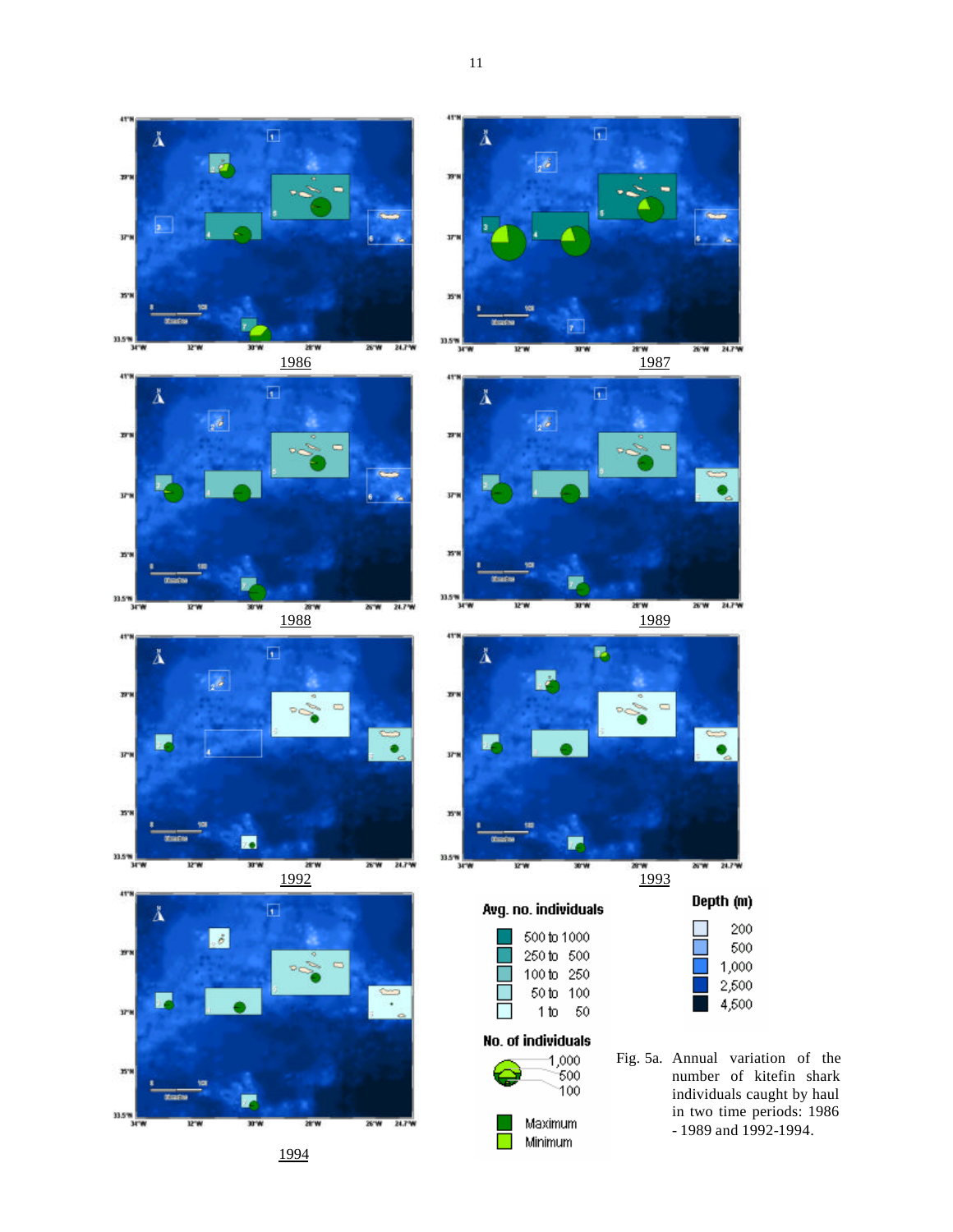Fig. 5a. Annual variation of the number of kitefin shark individuals caught by haul in two time periods: 1986 - 1989 and 1992-1994.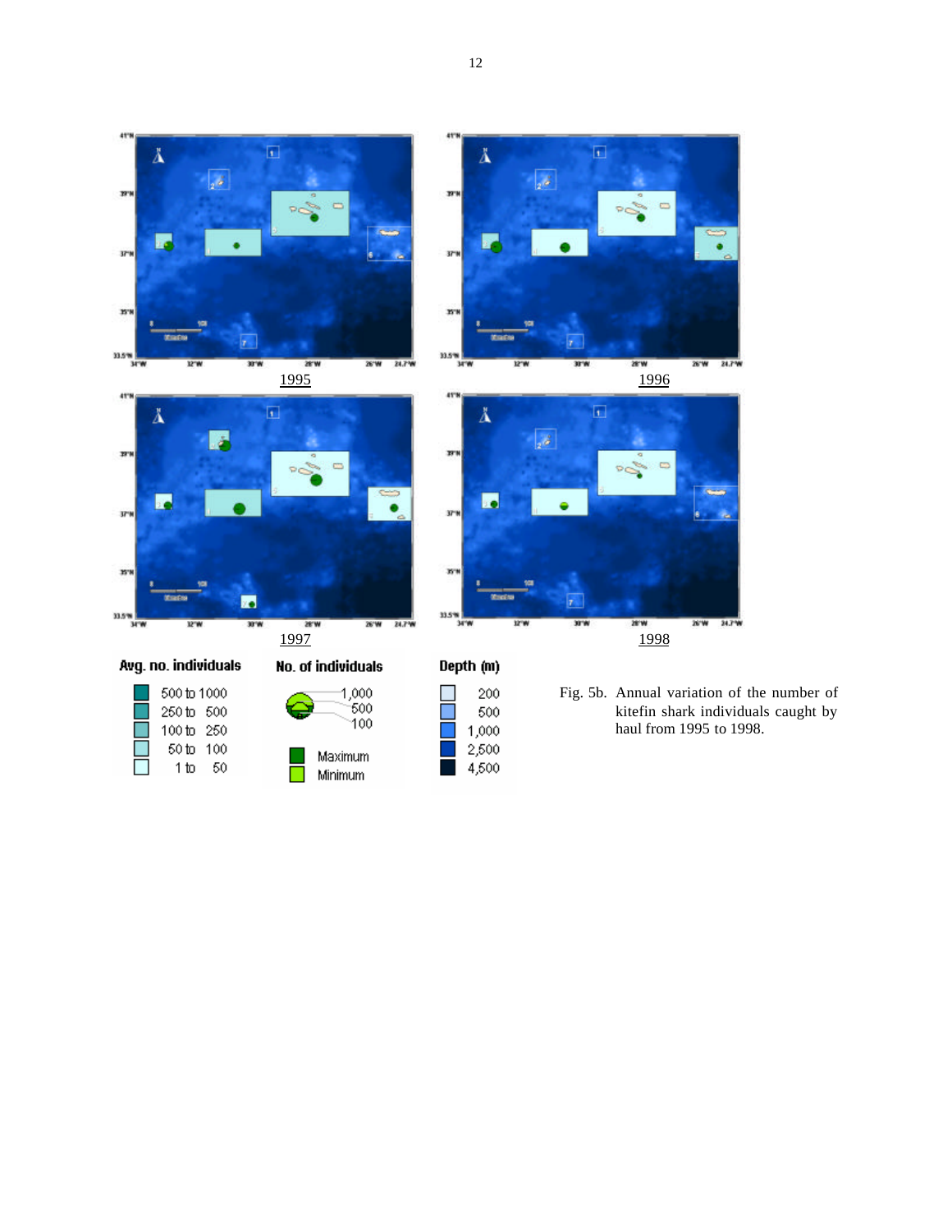1995

1996

1997

1998

Fig. 5b. Annual variation of the number of kitefin shark individuals caught by haul from 1995 to 1998.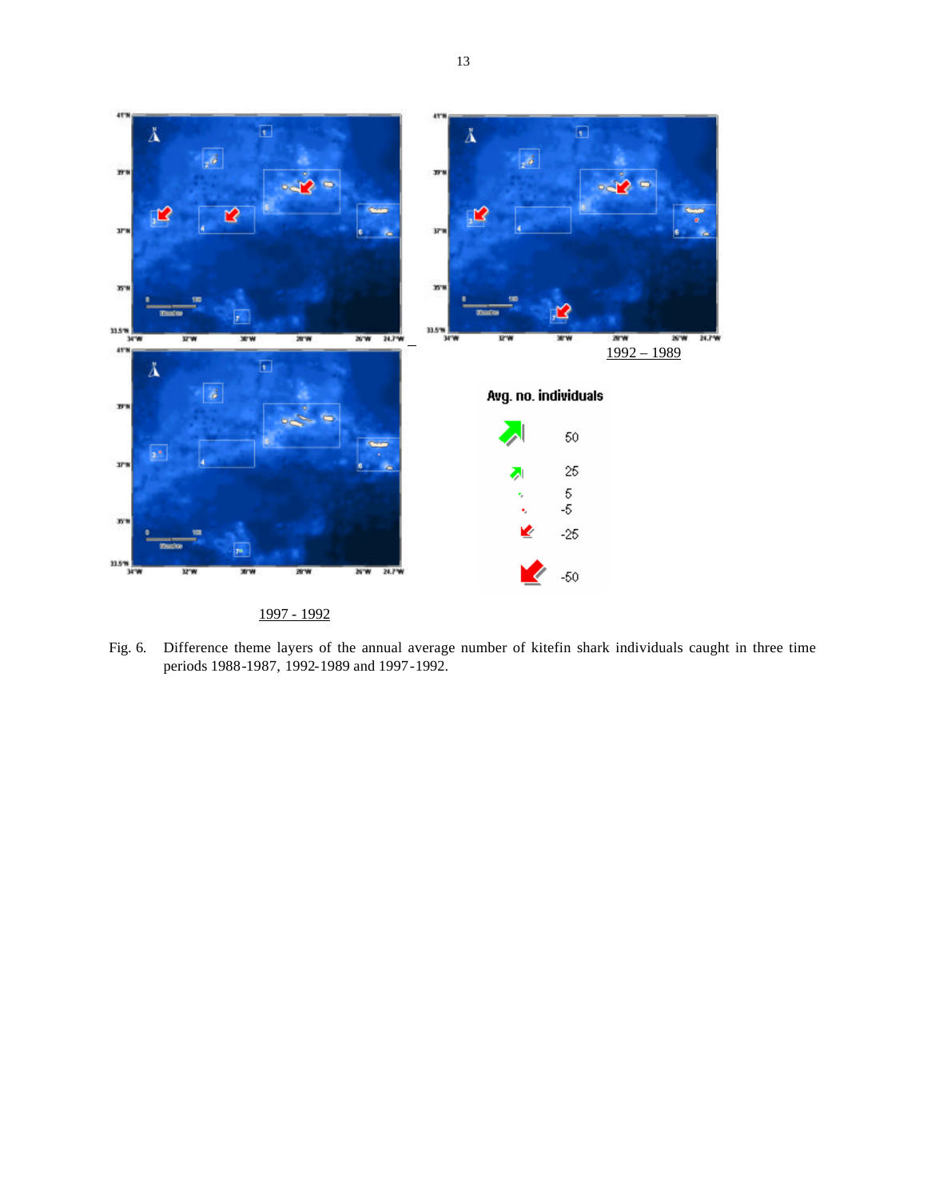1992 – 1989

1997 - 1992

Fig. 6. Difference theme layers of the annual average number of kitefin shark individuals caught in three time periods 1988-1987, 1992-1989 and 1997-1992.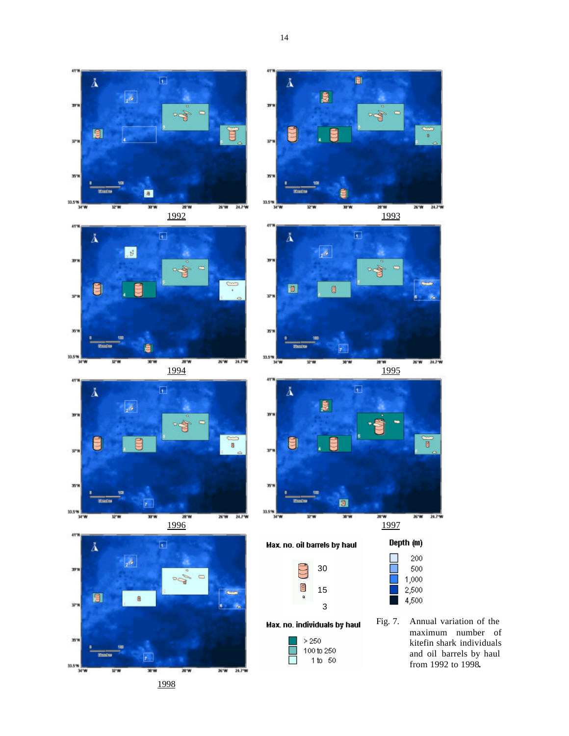1992

1993

1994

1995

1996

1997

1998

**Max. no. oil barrels by haul**

30

15

3

**Max. no. individuals by haul**

> 250

100 to 250

1 to 50

**Depth (m)**

200

500

1,000

2,500

4,500

Fig. 7. Annual variation of the maximum number of kitefin shark individuals and oil barrels by haul from 1992 to 1998.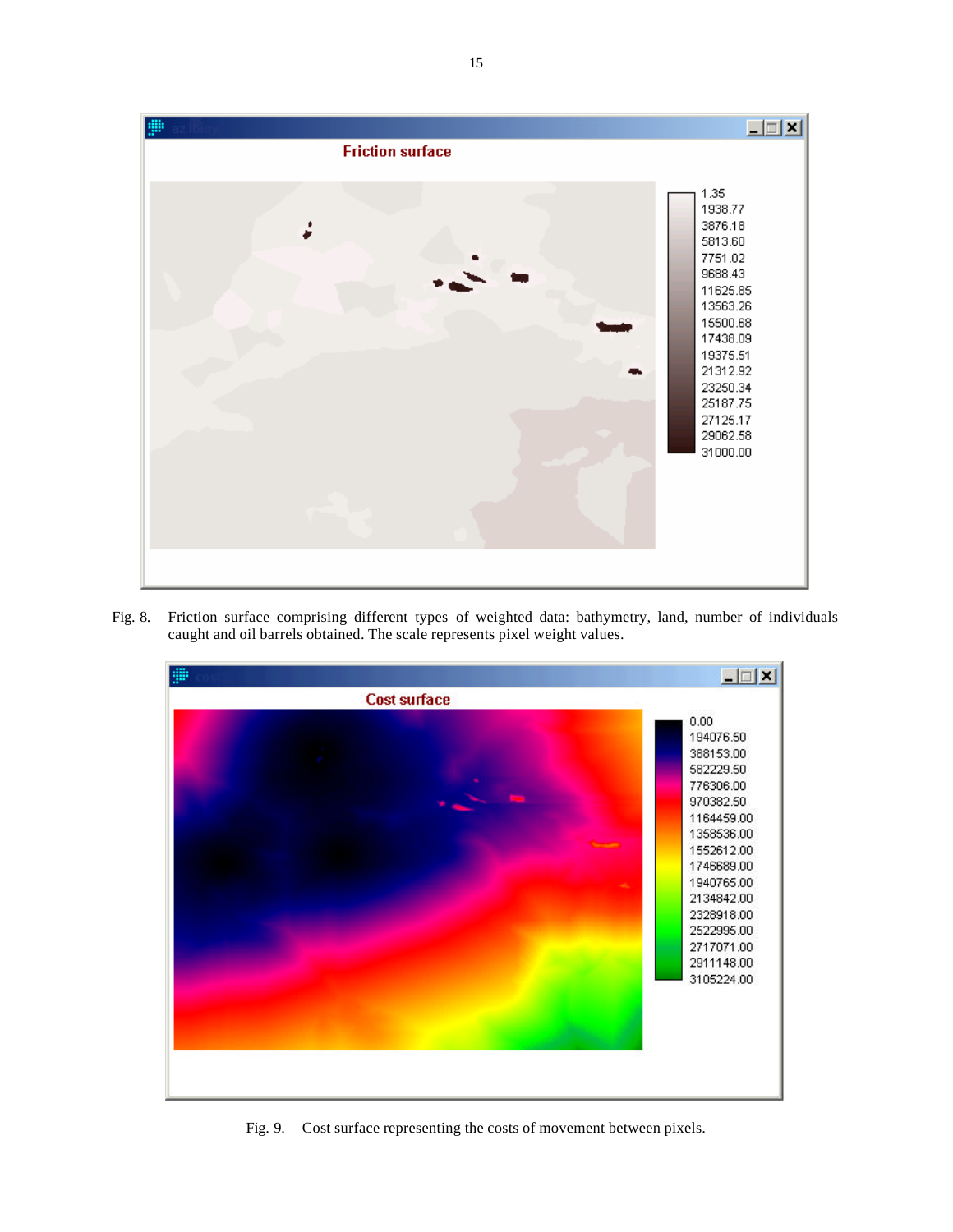Fig. 8. Friction surface comprising different types of weighted data: bathymetry, land, number of individuals caught and oil barrels obtained. The scale represents pixel weight values.

Fig. 9. Cost surface representing the costs of movement between pixels.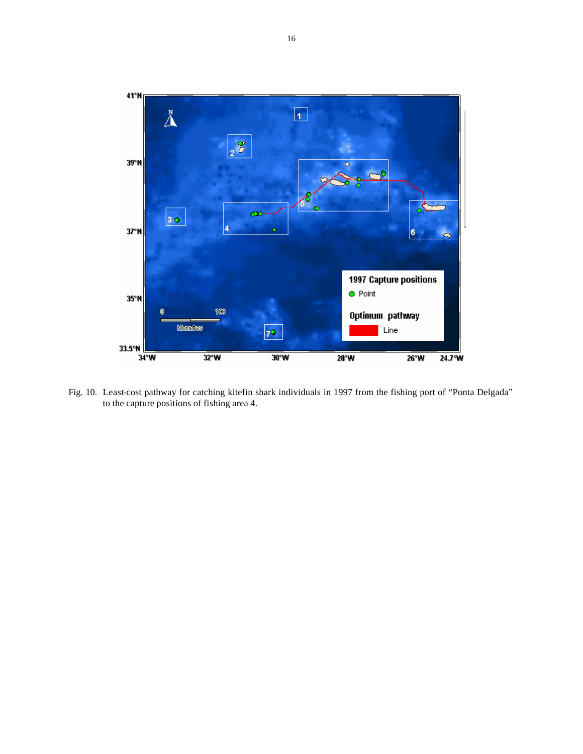41°N

39°N

37°N

35°N

33.5°N

34°W

32°W

30°W

28°W

26°W

24.7°W

1

2

3

4

5

6

7

0

100

kilometres

1997 Capture positions

Point

Optimum pathway

Line

Fig. 10. Least-cost pathway for catching kitefin shark individuals in 1997 from the fishing port of "Ponta Delgada" to the capture positions of fishing area 4.